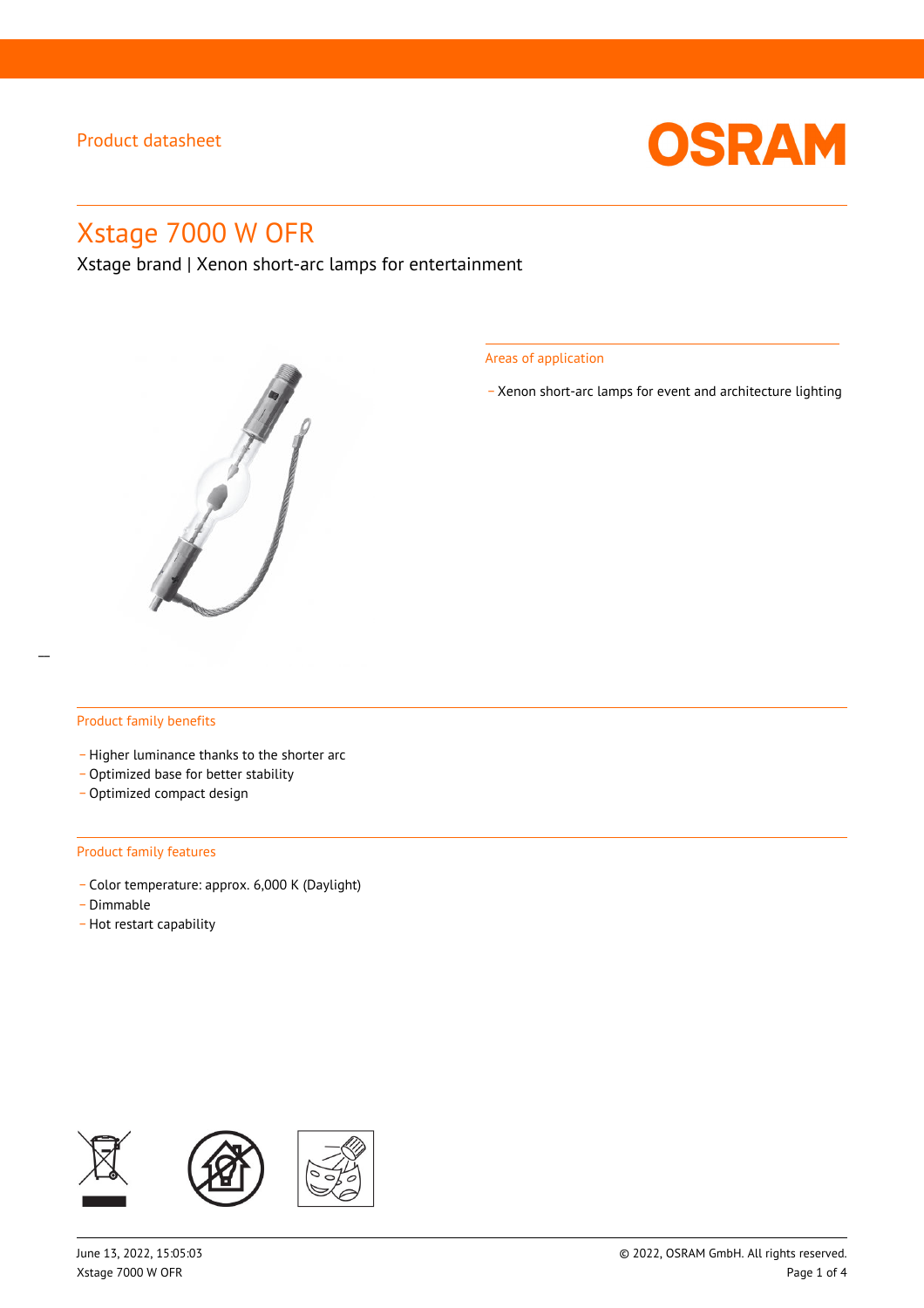Product datasheet

# Xstage 7000 W OFR

Xstage brand | Xenon short-arc lamps for entertainment

## Areas of application

- Xenon short-arc lamps for event and architecture lighting

## Product family benefits

- Higher luminance thanks to the shorter arc
- Optimized base for better stability
- Optimized compact design

## Product family features

- Color temperature: approx. 6,000 K (Daylight)
- Dimmable
- Hot restart capability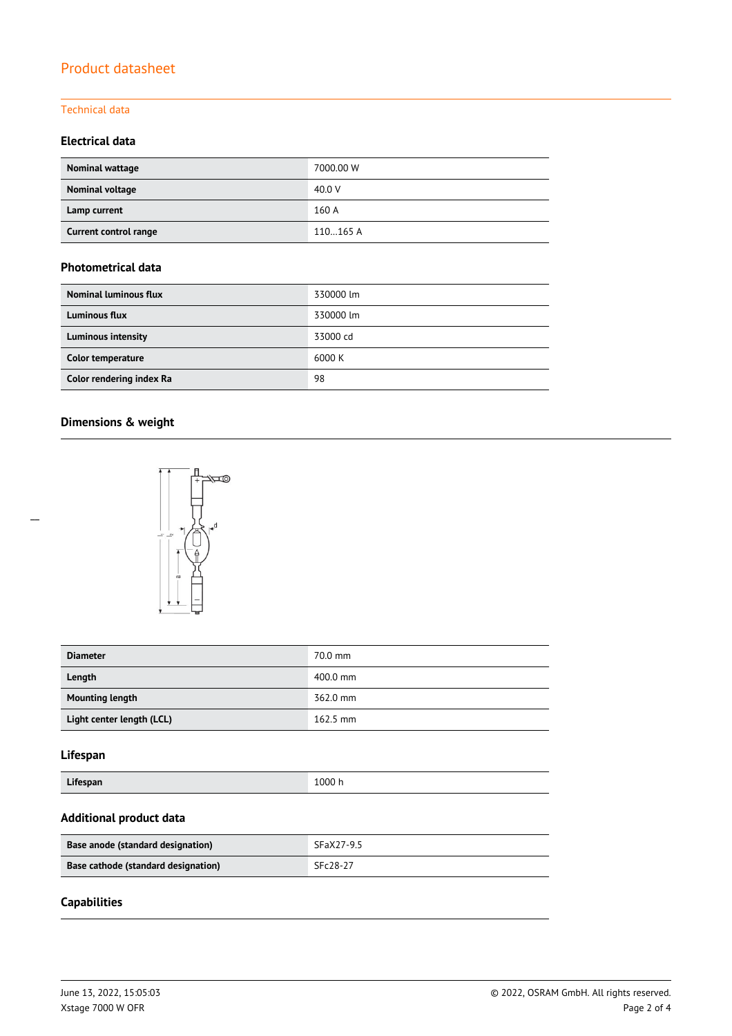## Product datasheet

### Technical data

#### Electrical data

| | |
|---|---|
| **Nominal wattage** | 7000.00 W |
| **Nominal voltage** | 40.0 V |
| **Lamp current** | 160 A |
| **Current control range** | 110…165 A |

#### Photometrical data

| | |
|---|---|
| **Nominal luminous flux** | 330000 lm |
| **Luminous flux** | 330000 lm |
| **Luminous intensity** | 33000 cd |
| **Color temperature** | 6000 K |
| **Color rendering index Ra** | 98 |

#### Dimensions & weight

| | |
|---|---|
| **Diameter** | 70.0 mm |
| **Length** | 400.0 mm |
| **Mounting length** | 362.0 mm |
| **Light center length (LCL)** | 162.5 mm |

#### Lifespan

| | |
|---|---|
| **Lifespan** | 1000 h |

#### Additional product data

| | |
|---|---|
| **Base anode (standard designation)** | SFaX27-9.5 |
| **Base cathode (standard designation)** | SFc28-27 |

#### Capabilities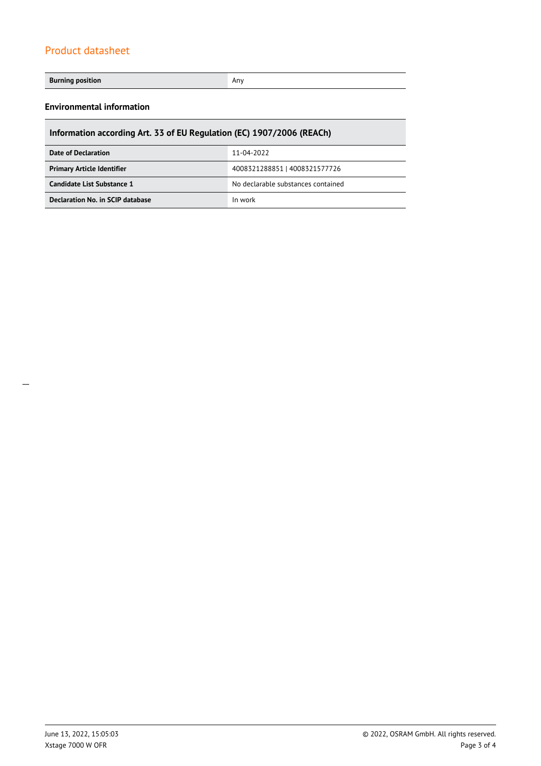| Burning position | Any |
| --- | --- |

### Environmental information

| Information according Art. 33 of EU Regulation (EC) 1907/2006 (REACh) | |
| --- | --- |
| Date of Declaration | 11-04-2022 |
| Primary Article Identifier | 4008321288851 &#124; 4008321577726 |
| Candidate List Substance 1 | No declarable substances contained |
| Declaration No. in SCIP database | In work |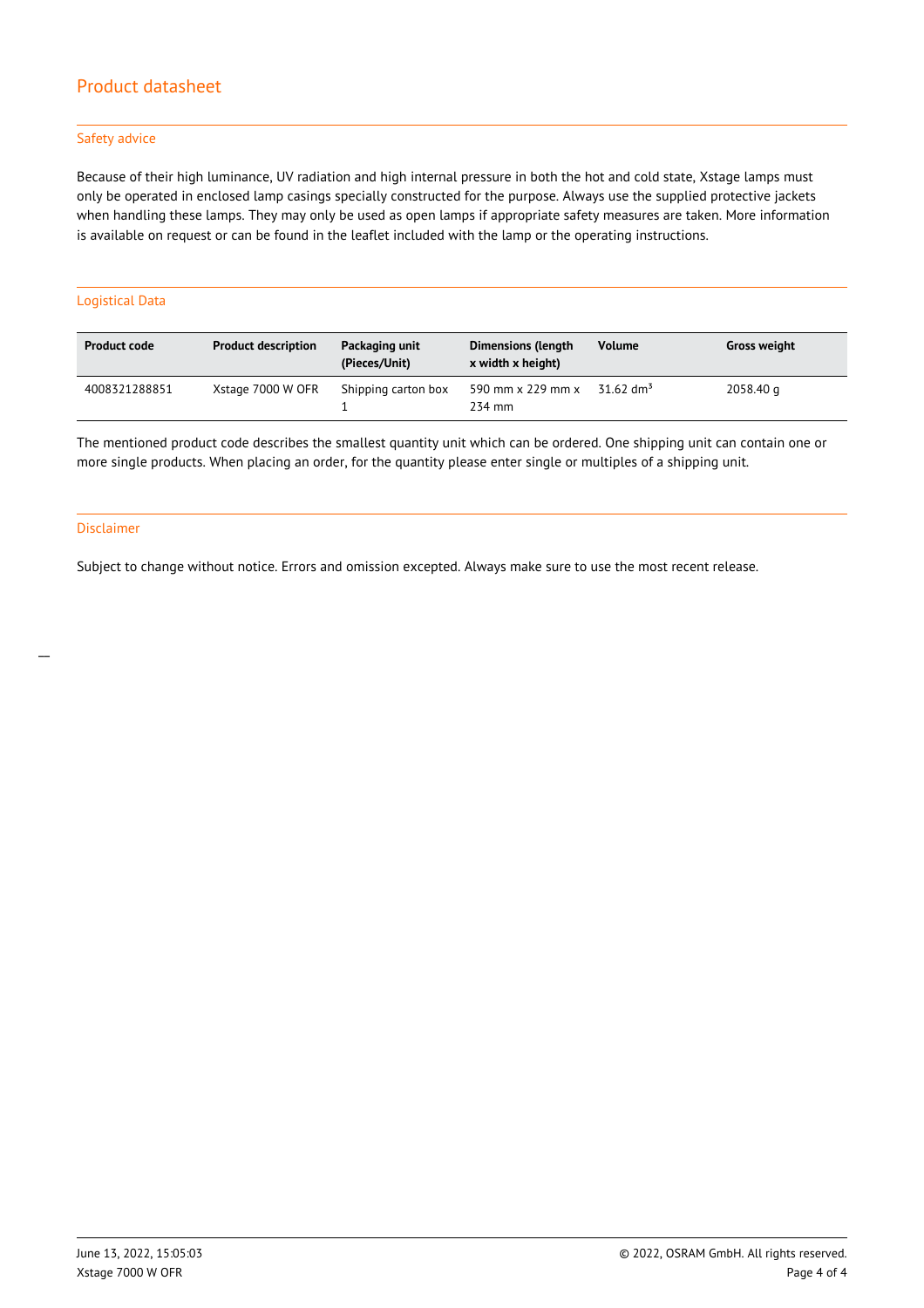## Safety advice

Because of their high luminance, UV radiation and high internal pressure in both the hot and cold state, Xstage lamps must only be operated in enclosed lamp casings specially constructed for the purpose. Always use the supplied protective jackets when handling these lamps. They may only be used as open lamps if appropriate safety measures are taken. More information is available on request or can be found in the leaflet included with the lamp or the operating instructions.

## Logistical Data

| Product code | Product description | Packaging unit (Pieces/Unit) | Dimensions (length x width x height) | Volume | Gross weight |
|---|---|---|---|---|---|
| 4008321288851 | Xstage 7000 W OFR | Shipping carton box 1 | 590 mm x 229 mm x 234 mm | 31.62 $dm^3$ | 2058.40 g |

The mentioned product code describes the smallest quantity unit which can be ordered. One shipping unit can contain one or more single products. When placing an order, for the quantity please enter single or multiples of a shipping unit.

## Disclaimer

Subject to change without notice. Errors and omission excepted. Always make sure to use the most recent release.